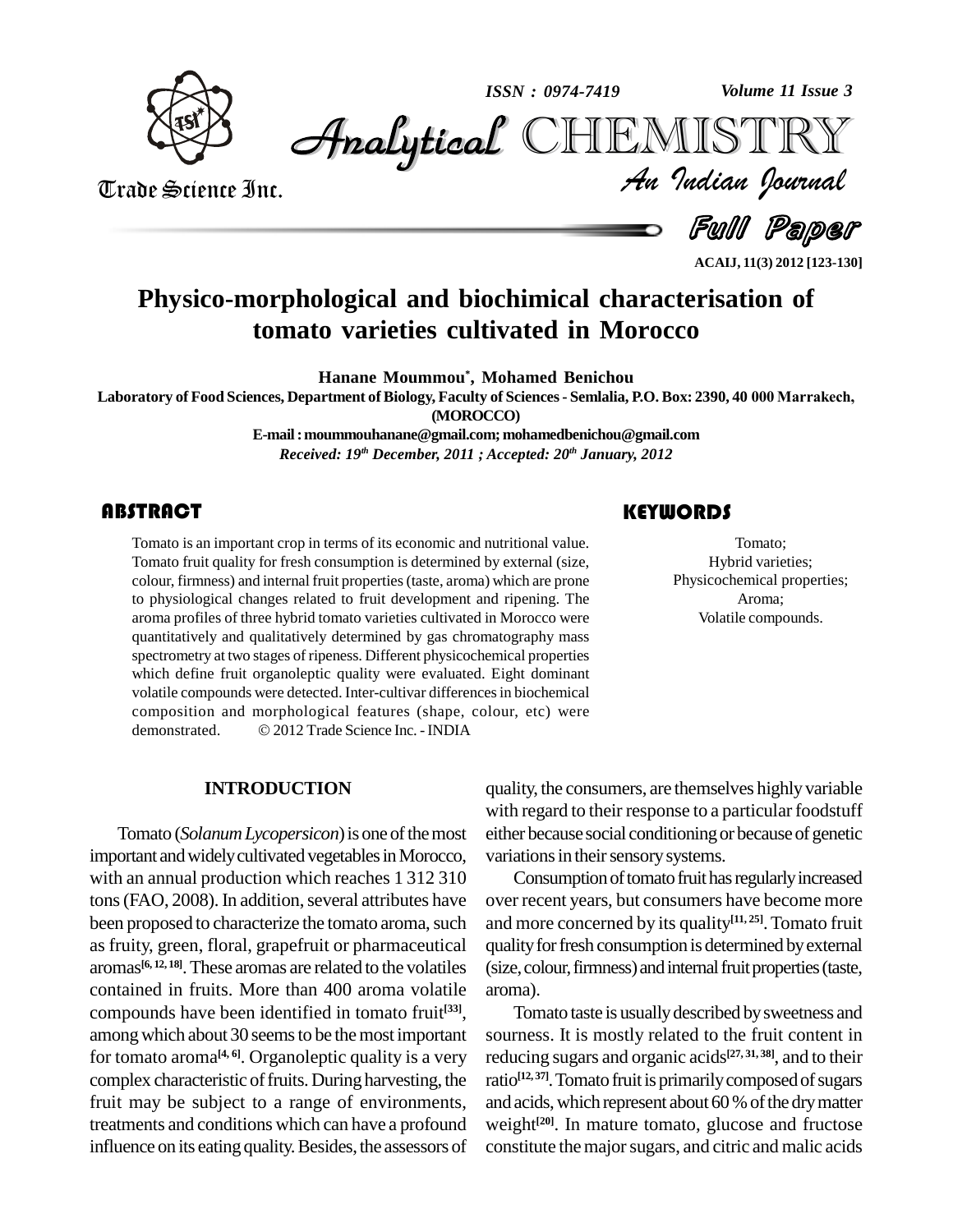# Physico-morphological and biochimical characterisation of tomato varieties cultivated in Morocco

**Hanane Moummou\*, Mohamed Benichou**

**Laboratory of Food Sciences, Department of Biology, Faculty of Sciences - Semlalia, P.O. Box: 2390, 40 000 Marrakech, (MOROCCO)**

**E-mail : moummouhanane@gmail.com; mohamedbenichou@gmail.com**

*Received: 19th December, 2011 ; Accepted: 20th January, 2012*

## ABSTRACT

Tomato is an important crop in terms of its economic and nutritional value. Tomato fruit quality for fresh consumption is determined by external (size, colour, firmness) and internal fruit properties (taste, aroma) which are prone to physiological changes related to fruit development and ripening. The aroma profiles of three hybrid tomato varieties cultivated in Morocco were quantitatively and qualitatively determined by gas chromatography mass spectrometry at two stages of ripeness. Different physicochemical properties which define fruit organoleptic quality were evaluated. Eight dominant volatile compounds were detected. Inter-cultivar differences in biochemical composition and morphological features (shape, colour, etc) were demonstrated. © 2012 Trade Science Inc. - INDIA

## KEYWORDS

Tomato;
Hybrid varieties;
Physicochemical properties;
Aroma;
Volatile compounds.

## INTRODUCTION

Tomato (*Solanum Lycopersicon*) is one of the most important and widely cultivated vegetables in Morocco, with an annual production which reaches 1 312 310 tons (FAO, 2008). In addition, several attributes have been proposed to characterize the tomato aroma, such as fruity, green, floral, grapefruit or pharmaceutical aromas[6, 12, 18]. These aromas are related to the volatiles contained in fruits. More than 400 aroma volatile compounds have been identified in tomato fruit[33], among which about 30 seems to be the most important for tomato aroma[4, 6]. Organoleptic quality is a very complex characteristic of fruits. During harvesting, the fruit may be subject to a range of environments, treatments and conditions which can have a profound influence on its eating quality. Besides, the assessors of quality, the consumers, are themselves highly variable with regard to their response to a particular foodstuff either because social conditioning or because of genetic variations in their sensory systems.

Consumption of tomato fruit has regularly increased over recent years, but consumers have become more and more concerned by its quality[11, 25]. Tomato fruit quality for fresh consumption is determined by external (size, colour, firmness) and internal fruit properties (taste, aroma).

Tomato taste is usually described by sweetness and sourness. It is mostly related to the fruit content in reducing sugars and organic acids[27, 31, 38], and to their ratio[12, 37]. Tomato fruit is primarily composed of sugars and acids, which represent about 60 % of the dry matter weight[20]. In mature tomato, glucose and fructose constitute the major sugars, and citric and malic acids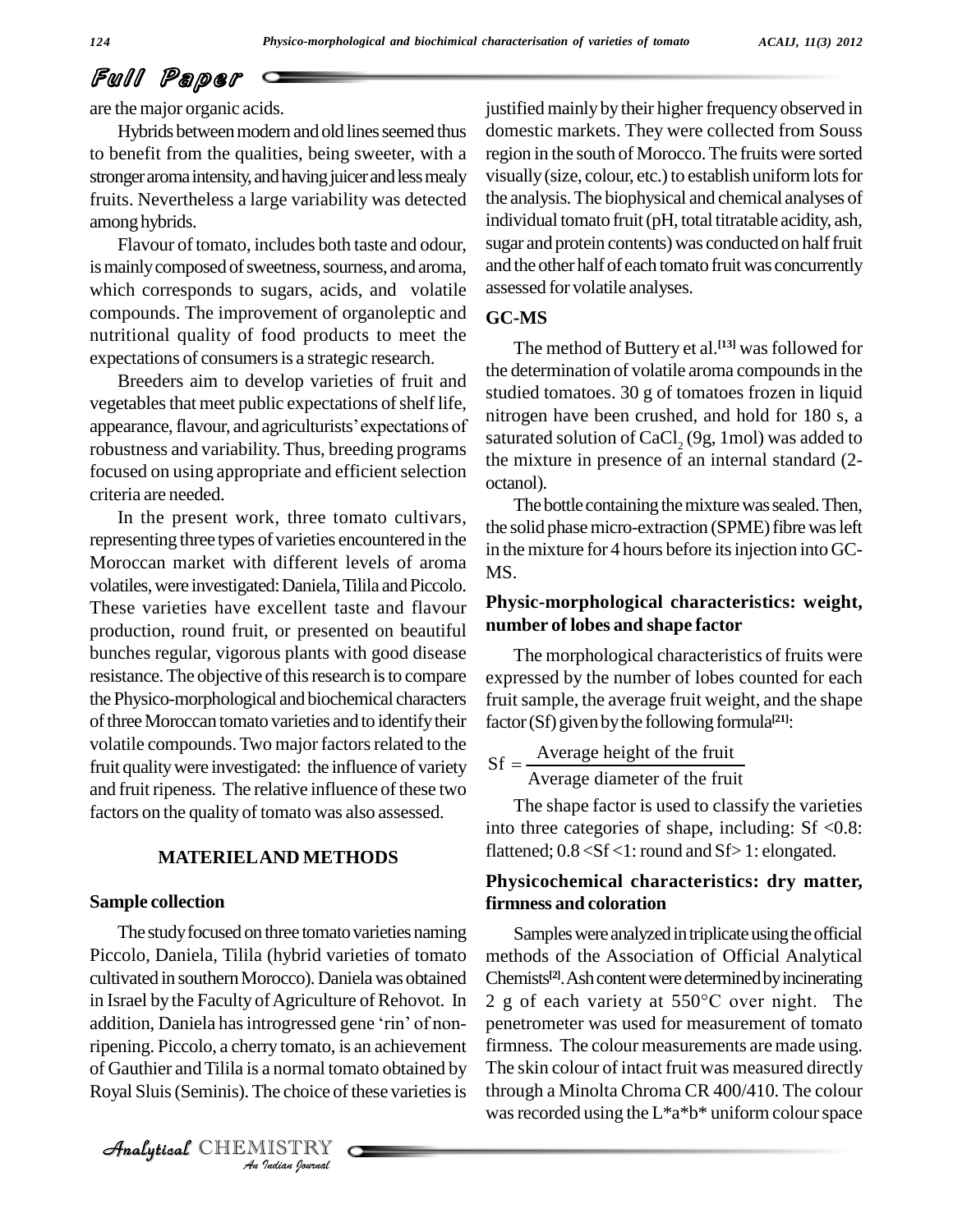are the major organic acids.

Hybrids between modern and old lines seemed thus to benefit from the qualities, being sweeter, with a stronger aroma intensity, and having juicer and less mealy fruits. Nevertheless a large variability was detected among hybrids.

Flavour of tomato, includes both taste and odour, is mainly composed of sweetness, sourness, and aroma, which corresponds to sugars, acids, and volatile compounds. The improvement of organoleptic and nutritional quality of food products to meet the expectations of consumers is a strategic research.

Breeders aim to develop varieties of fruit and vegetables that meet public expectations of shelf life, appearance, flavour, and agriculturists' expectations of robustness and variability. Thus, breeding programs focused on using appropriate and efficient selection criteria are needed.

In the present work, three tomato cultivars, representing three types of varieties encountered in the Moroccan market with different levels of aroma volatiles, were investigated: Daniela, Tilila and Piccolo. These varieties have excellent taste and flavour production, round fruit, or presented on beautiful bunches regular, vigorous plants with good disease resistance. The objective of this research is to compare the Physico-morphological and biochemical characters of three Moroccan tomato varieties and to identify their volatile compounds. Two major factors related to the fruit quality were investigated: the influence of variety and fruit ripeness. The relative influence of these two factors on the quality of tomato was also assessed.

## MATERIEL AND METHODS

### Sample collection

The study focused on three tomato varieties naming Piccolo, Daniela, Tilila (hybrid varieties of tomato cultivated in southern Morocco). Daniela was obtained in Israel by the Faculty of Agriculture of Rehovot. In addition, Daniela has introgressed gene 'rin' of non-ripening. Piccolo, a cherry tomato, is an achievement of Gauthier and Tilila is a normal tomato obtained by Royal Sluis (Seminis). The choice of these varieties is justified mainly by their higher frequency observed in domestic markets. They were collected from Souss region in the south of Morocco. The fruits were sorted visually (size, colour, etc.) to establish uniform lots for the analysis. The biophysical and chemical analyses of individual tomato fruit (pH, total titratable acidity, ash, sugar and protein contents) was conducted on half fruit and the other half of each tomato fruit was concurrently assessed for volatile analyses.

### GC-MS

The method of Buttery et al.[13] was followed for the determination of volatile aroma compounds in the studied tomatoes. 30 g of tomatoes frozen in liquid nitrogen have been crushed, and hold for 180 s, a saturated solution of $CaCl_2$ (9g, 1mol) was added to the mixture in presence of an internal standard (2-octanol).

The bottle containing the mixture was sealed. Then, the solid phase micro-extraction (SPME) fibre was left in the mixture for 4 hours before its injection into GC-MS.

### Physic-morphological characteristics: weight, number of lobes and shape factor

The morphological characteristics of fruits were expressed by the number of lobes counted for each fruit sample, the average fruit weight, and the shape factor (Sf) given by the following formula[21]:

$$\mathrm{Sf} = \frac{\text{Average height of the fruit}}{\text{Average diameter of the fruit}}$$

The shape factor is used to classify the varieties into three categories of shape, including: $Sf < 0.8$: flattened; $0.8 < Sf < 1$: round and $Sf > 1$: elongated.

### Physicochemical characteristics: dry matter, firmness and coloration

Samples were analyzed in triplicate using the official methods of the Association of Official Analytical Chemists[2]. Ash content were determined by incinerating 2 g of each variety at 550°C over night. The penetrometer was used for measurement of tomato firmness. The colour measurements are made using. The skin colour of intact fruit was measured directly through a Minolta Chroma CR 400/410. The colour was recorded using the L*a*b* uniform colour space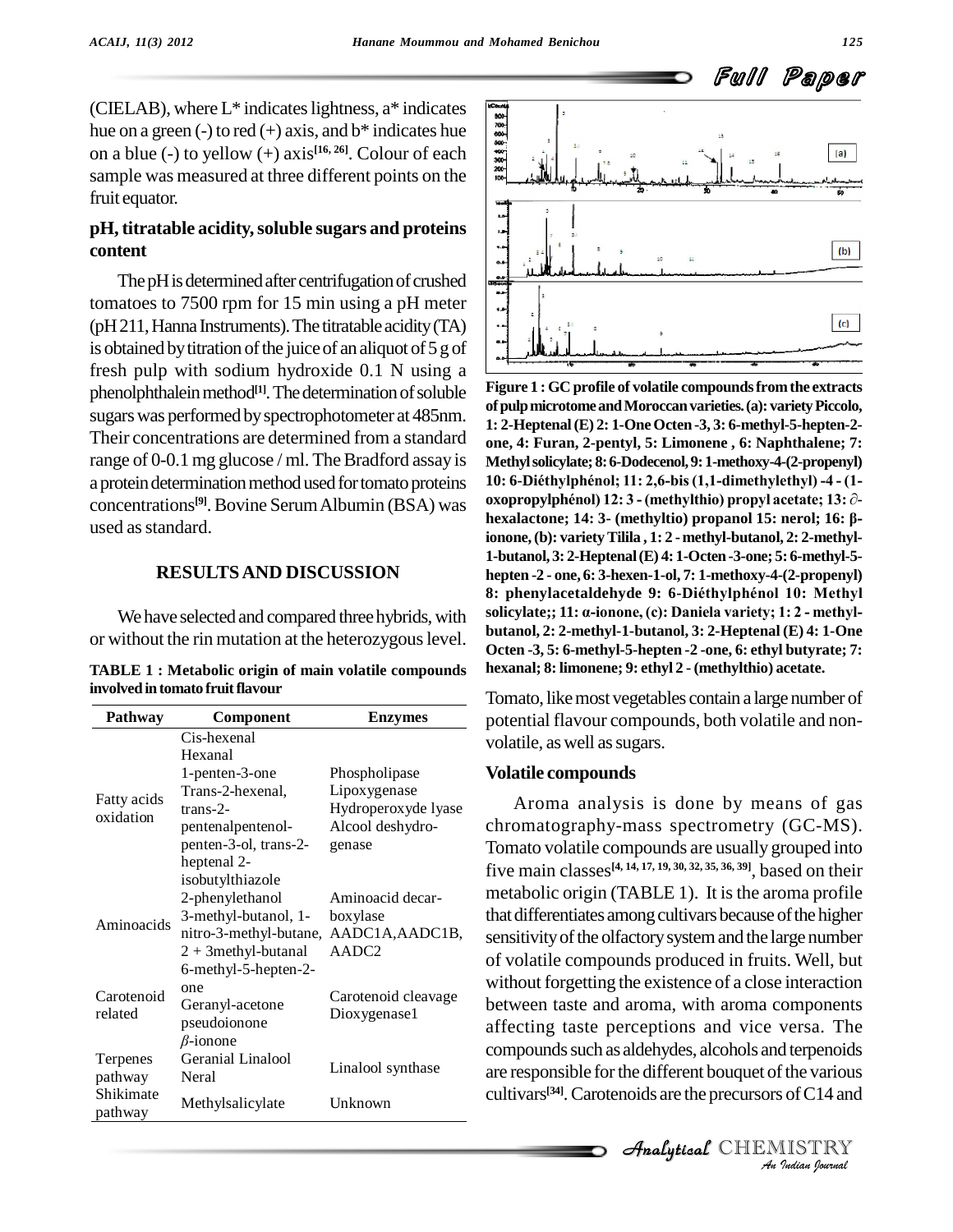(CIELAB), where L* indicates lightness, a* indicates hue on a green (-) to red (+) axis, and b* indicates hue on a blue (-) to yellow (+) axis[16, 26]. Colour of each sample was measured at three different points on the fruit equator.

### pH, titratable acidity, soluble sugars and proteins content

The pH is determined after centrifugation of crushed tomatoes to 7500 rpm for 15 min using a pH meter (pH 211, Hanna Instruments). The titratable acidity (TA) is obtained by titration of the juice of an aliquot of 5 g of fresh pulp with sodium hydroxide 0.1 N using a phenolphthalein method[1]. The determination of soluble sugars was performed by spectrophotometer at 485nm. Their concentrations are determined from a standard range of 0-0.1 mg glucose / ml. The Bradford assay is a protein determination method used for tomato proteins concentrations[9]. Bovine Serum Albumin (BSA) was used as standard.

## RESULTS AND DISCUSSION

We have selected and compared three hybrids, with or without the rin mutation at the heterozygous level.

**TABLE 1 : Metabolic origin of main volatile compounds involved in tomato fruit flavour**

| Pathway | Component | Enzymes |
|---|---|---|
| Fatty acids oxidation | Cis-hexenal Hexanal 1-penten-3-one Trans-2-hexenal, trans-2-pentenalpentenol-penten-3-ol, trans-2-heptenal 2-isobutylthiazole | Phospholipase Lipoxygenase Hydroperoxyde lyase Alcool deshydro-genase |
| Aminoacids | 2-phenylethanol 3-methyl-butanol, 1-nitro-3-methyl-butane, 2 + 3methyl-butanal | Aminoacid decar-boxylase AADC1A,AADC1B, AADC2 |
| Carotenoid related | 6-methyl-5-hepten-2-one Geranyl-acetone pseudoionone $\beta$-ionone | Carotenoid cleavage Dioxygenase1 |
| Terpenes pathway | Geranial Linalool Neral | Linalool synthase |
| Shikimate pathway | Methylsalicylate | Unknown |

**Figure 1 : GC profile of volatile compounds from the extracts of pulp microtome and Moroccan varieties. (a): variety Piccolo, 1: 2-Heptenal (E) 2: 1-One Octen -3, 3: 6-methyl-5-hepten-2-one, 4: Furan, 2-pentyl, 5: Limonene , 6: Naphthalene; 7: Methyl solicylate; 8: 6-Dodecenol, 9: 1-methoxy-4-(2-propenyl) 10: 6-Diéthylphénol; 11: 2,6-bis (1,1-dimethylethyl) -4 - (1-oxopropylphénol) 12: 3 - (methylthio) propyl acetate; 13: ∂-hexalactone; 14: 3- (methyltio) propanol 15: nerol; 16: β-ionone, (b): variety Tilila , 1: 2 - methyl-butanol, 2: 2-methyl-1-butanol, 3: 2-Heptenal (E) 4: 1-Octen -3-one; 5: 6-methyl-5-hepten -2 - one, 6: 3-hexen-1-ol, 7: 1-methoxy-4-(2-propenyl) 8: phenylacetaldehyde 9: 6-Diéthylphénol 10: Methyl solicylate;; 11: α-ionone, (c): Daniela variety; 1: 2 - methyl-butanol, 2: 2-methyl-1-butanol, 3: 2-Heptenal (E) 4: 1-One Octen -3, 5: 6-methyl-5-hepten -2 -one, 6: ethyl butyrate; 7: hexanal; 8: limonene; 9: ethyl 2 - (methylthio) acetate.**

Tomato, like most vegetables contain a large number of potential flavour compounds, both volatile and non-volatile, as well as sugars.

### Volatile compounds

Aroma analysis is done by means of gas chromatography-mass spectrometry (GC-MS). Tomato volatile compounds are usually grouped into five main classes[4, 14, 17, 19, 30, 32, 35, 36, 39], based on their metabolic origin (TABLE 1). It is the aroma profile that differentiates among cultivars because of the higher sensitivity of the olfactory system and the large number of volatile compounds produced in fruits. Well, but without forgetting the existence of a close interaction between taste and aroma, with aroma components affecting taste perceptions and vice versa. The compounds such as aldehydes, alcohols and terpenoids are responsible for the different bouquet of the various cultivars[34]. Carotenoids are the precursors of C14 and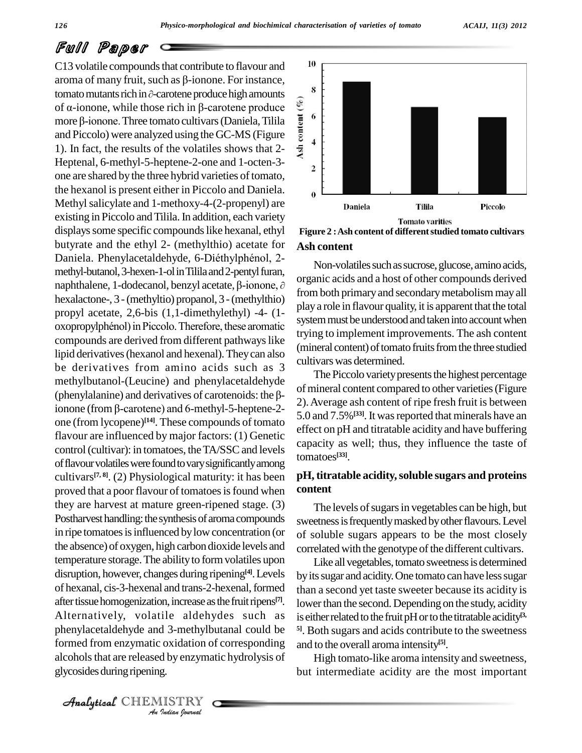C13 volatile compounds that contribute to flavour and aroma of many fruit, such as β-ionone. For instance, tomato mutants rich in ∂-carotene produce high amounts of α-ionone, while those rich in β-carotene produce more β-ionone. Three tomato cultivars (Daniela, Tilila and Piccolo) were analyzed using the GC-MS (Figure 1). In fact, the results of the volatiles shows that 2-Heptenal, 6-methyl-5-heptene-2-one and 1-octen-3-one are shared by the three hybrid varieties of tomato, the hexanol is present either in Piccolo and Daniela. Methyl salicylate and 1-methoxy-4-(2-propenyl) are existing in Piccolo and Tilila. In addition, each variety displays some specific compounds like hexanal, ethyl butyrate and the ethyl 2- (methylthio) acetate for Daniela. Phenylacetaldehyde, 6-Diéthylphénol, 2-methyl-butanol, 3-hexen-1-ol in Tilila and 2-pentyl furan, naphthalene, 1-dodecanol, benzyl acetate, β-ionone, ∂ hexalactone-, 3 - (methyltio) propanol, 3 - (methylthio) propyl acetate, 2,6-bis (1,1-dimethylethyl) -4- (1-oxopropylphénol) in Piccolo. Therefore, these aromatic compounds are derived from different pathways like lipid derivatives (hexanol and hexenal). They can also be derivatives from amino acids such as 3 methylbutanol-(Leucine) and phenylacetaldehyde (phenylalanine) and derivatives of carotenoids: the β-ionone (from β-carotene) and 6-methyl-5-heptene-2-one (from lycopene)[14]. These compounds of tomato flavour are influenced by major factors: (1) Genetic control (cultivar): in tomatoes, the TA/SSC and levels of flavour volatiles were found to vary significantly among cultivars[7, 8]. (2) Physiological maturity: it has been proved that a poor flavour of tomatoes is found when they are harvest at mature green-ripened stage. (3) Postharvest handling: the synthesis of aroma compounds in ripe tomatoes is influenced by low concentration (or the absence) of oxygen, high carbon dioxide levels and temperature storage. The ability to form volatiles upon disruption, however, changes during ripening[4]. Levels of hexanal, cis-3-hexenal and trans-2-hexenal, formed after tissue homogenization, increase as the fruit ripens[7]. Alternatively, volatile aldehydes such as phenylacetaldehyde and 3-methylbutanal could be formed from enzymatic oxidation of corresponding alcohols that are released by enzymatic hydrolysis of glycosides during ripening.

Figure 2 : Ash content of different studied tomato cultivars

## Ash content

Non-volatiles such as sucrose, glucose, amino acids, organic acids and a host of other compounds derived from both primary and secondary metabolism may all play a role in flavour quality, it is apparent that the total system must be understood and taken into account when trying to implement improvements. The ash content (mineral content) of tomato fruits from the three studied cultivars was determined.

The Piccolo variety presents the highest percentage of mineral content compared to other varieties (Figure 2). Average ash content of ripe fresh fruit is between 5.0 and 7.5%[33]. It was reported that minerals have an effect on pH and titratable acidity and have buffering capacity as well; thus, they influence the taste of tomatoes[33].

## pH, titratable acidity, soluble sugars and proteins content

The levels of sugars in vegetables can be high, but sweetness is frequently masked by other flavours. Level of soluble sugars appears to be the most closely correlated with the genotype of the different cultivars.

Like all vegetables, tomato sweetness is determined by its sugar and acidity. One tomato can have less sugar than a second yet taste sweeter because its acidity is lower than the second. Depending on the study, acidity is either related to the fruit pH or to the titratable acidity[3, 5]. Both sugars and acids contribute to the sweetness and to the overall aroma intensity[5].

High tomato-like aroma intensity and sweetness, but intermediate acidity are the most important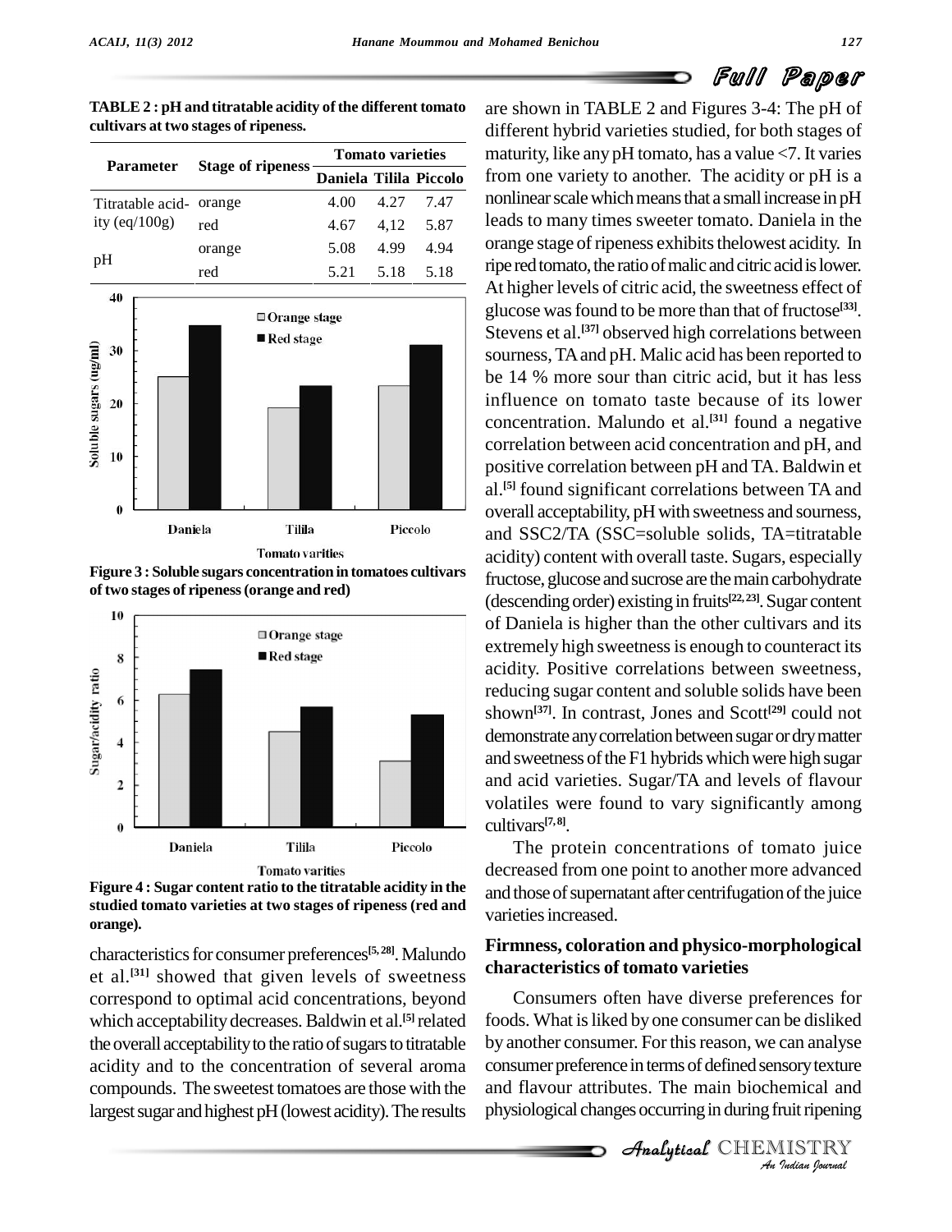**TABLE 2 : pH and titratable acidity of the different tomato cultivars at two stages of ripeness.**

| Parameter | Stage of ripeness | Tomato varieties | | |
|---|---|---|---|---|
| | | Daniela | Tilila | Piccolo |
| Titratable acidity (eq/100g) | orange | 4.00 | 4.27 | 7.47 |
| | red | 4.67 | 4,12 | 5.87 |
| pH | orange | 5.08 | 4.99 | 4.94 |
| | red | 5.21 | 5.18 | 5.18 |

**Figure 3 : Soluble sugars concentration in tomatoes cultivars of two stages of ripeness (orange and red)**

**Figure 4 : Sugar content ratio to the titratable acidity in the studied tomato varieties at two stages of ripeness (red and orange).**

characteristics for consumer preferences[5, 28]. Malundo et al.[31] showed that given levels of sweetness correspond to optimal acid concentrations, beyond which acceptability decreases. Baldwin et al.[5] related the overall acceptability to the ratio of sugars to titratable acidity and to the concentration of several aroma compounds. The sweetest tomatoes are those with the largest sugar and highest pH (lowest acidity). The results are shown in TABLE 2 and Figures 3-4: The pH of different hybrid varieties studied, for both stages of maturity, like any pH tomato, has a value <7. It varies from one variety to another. The acidity or pH is a nonlinear scale which means that a small increase in pH leads to many times sweeter tomato. Daniela in the orange stage of ripeness exhibits thelowest acidity. In ripe red tomato, the ratio of malic and citric acid is lower. At higher levels of citric acid, the sweetness effect of glucose was found to be more than that of fructose[33]. Stevens et al.[37] observed high correlations between sourness, TA and pH. Malic acid has been reported to be 14 % more sour than citric acid, but it has less influence on tomato taste because of its lower concentration. Malundo et al.[31] found a negative correlation between acid concentration and pH, and positive correlation between pH and TA. Baldwin et al.[5] found significant correlations between TA and overall acceptability, pH with sweetness and sourness, and SSC2/TA (SSC=soluble solids, TA=titratable acidity) content with overall taste. Sugars, especially fructose, glucose and sucrose are the main carbohydrate (descending order) existing in fruits[22, 23]. Sugar content of Daniela is higher than the other cultivars and its extremely high sweetness is enough to counteract its acidity. Positive correlations between sweetness, reducing sugar content and soluble solids have been shown[37]. In contrast, Jones and Scott[29] could not demonstrate any correlation between sugar or dry matter and sweetness of the F1 hybrids which were high sugar and acid varieties. Sugar/TA and levels of flavour volatiles were found to vary significantly among cultivars[7, 8].

The protein concentrations of tomato juice decreased from one point to another more advanced and those of supernatant after centrifugation of the juice varieties increased.

## Firmness, coloration and physico-morphological characteristics of tomato varieties

Consumers often have diverse preferences for foods. What is liked by one consumer can be disliked by another consumer. For this reason, we can analyse consumer preference in terms of defined sensory texture and flavour attributes. The main biochemical and physiological changes occurring in during fruit ripening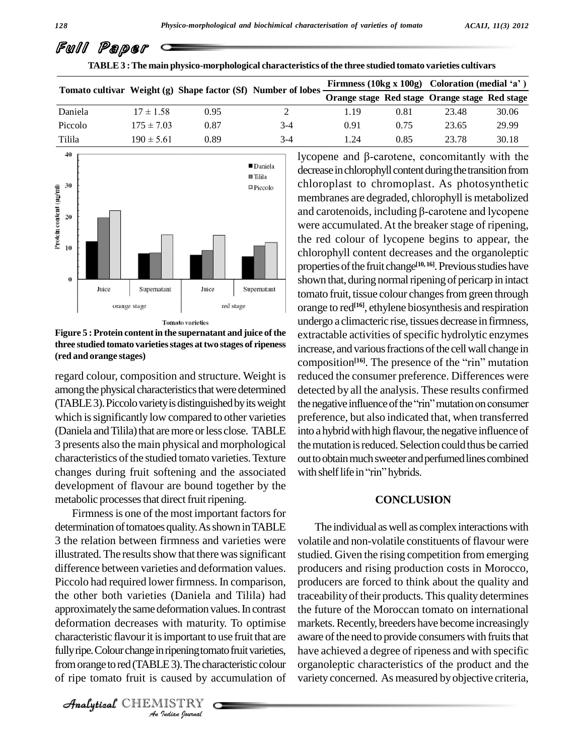TABLE 3 : The main physico-morphological characteristics of the three studied tomato varieties cultivars

| Tomato cultivar | Weight (g) | Shape factor (Sf) | Number of lobes | Firmness (10kg x 100g) | | Coloration (medial 'a') | |
|---|---|---|---|---|---|---|---|
| | | | | Orange stage | Red stage | Orange stage | Red stage |
| Daniela | 17 ± 1.58 | 0.95 | 2 | 1.19 | 0.81 | 23.48 | 30.06 |
| Piccolo | 175 ± 7.03 | 0.87 | 3-4 | 0.91 | 0.75 | 23.65 | 29.99 |
| Tilila | 190 ± 5.61 | 0.89 | 3-4 | 1.24 | 0.85 | 23.78 | 30.18 |

Figure 5 : Protein content in the supernatant and juice of the three studied tomato varieties stages at two stages of ripeness (red and orange stages)

regard colour, composition and structure. Weight is among the physical characteristics that were determined (TABLE 3). Piccolo variety is distinguished by its weight which is significantly low compared to other varieties (Daniela and Tilila) that are more or less close. TABLE 3 presents also the main physical and morphological characteristics of the studied tomato varieties. Texture changes during fruit softening and the associated development of flavour are bound together by the metabolic processes that direct fruit ripening.

Firmness is one of the most important factors for determination of tomatoes quality. As shown in TABLE 3 the relation between firmness and varieties were illustrated. The results show that there was significant difference between varieties and deformation values. Piccolo had required lower firmness. In comparison, the other both varieties (Daniela and Tilila) had approximately the same deformation values. In contrast deformation decreases with maturity. To optimise characteristic flavour it is important to use fruit that are fully ripe. Colour change in ripening tomato fruit varieties, from orange to red (TABLE 3). The characteristic colour of ripe tomato fruit is caused by accumulation of lycopene and β-carotene, concomitantly with the decrease in chlorophyll content during the transition from chloroplast to chromoplast. As photosynthetic membranes are degraded, chlorophyll is metabolized and carotenoids, including β-carotene and lycopene were accumulated. At the breaker stage of ripening, the red colour of lycopene begins to appear, the chlorophyll content decreases and the organoleptic properties of the fruit change[10, 16]. Previous studies have shown that, during normal ripening of pericarp in intact tomato fruit, tissue colour changes from green through orange to red[16], ethylene biosynthesis and respiration undergo a climacteric rise, tissues decrease in firmness, extractable activities of specific hydrolytic enzymes increase, and various fractions of the cell wall change in composition[16]. The presence of the "rin" mutation reduced the consumer preference. Differences were detected by all the analysis. These results confirmed the negative influence of the "rin" mutation on consumer preference, but also indicated that, when transferred into a hybrid with high flavour, the negative influence of the mutation is reduced. Selection could thus be carried out to obtain much sweeter and perfumed lines combined with shelf life in "rin" hybrids.

## CONCLUSION

The individual as well as complex interactions with volatile and non-volatile constituents of flavour were studied. Given the rising competition from emerging producers and rising production costs in Morocco, producers are forced to think about the quality and traceability of their products. This quality determines the future of the Moroccan tomato on international markets. Recently, breeders have become increasingly aware of the need to provide consumers with fruits that have achieved a degree of ripeness and with specific organoleptic characteristics of the product and the variety concerned. As measured by objective criteria,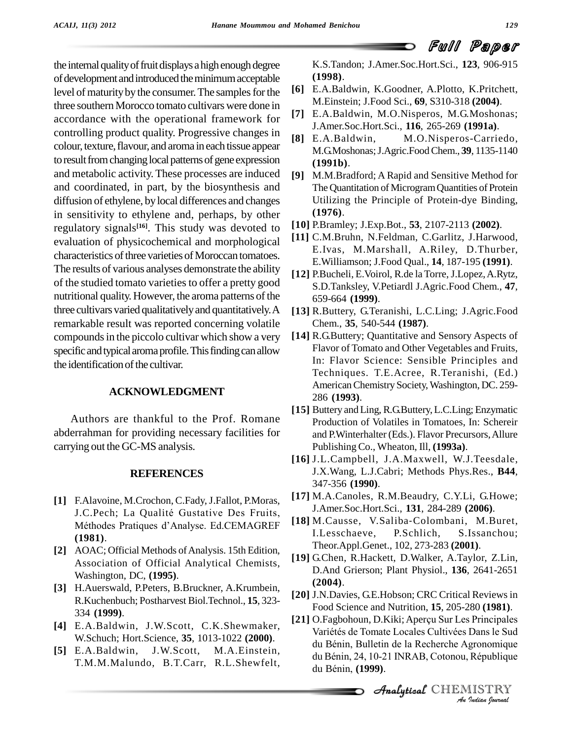the internal quality of fruit displays a high enough degree of development and introduced the minimum acceptable level of maturity by the consumer. The samples for the three southern Morocco tomato cultivars were done in accordance with the operational framework for controlling product quality. Progressive changes in colour, texture, flavour, and aroma in each tissue appear to result from changing local patterns of gene expression and metabolic activity. These processes are induced and coordinated, in part, by the biosynthesis and diffusion of ethylene, by local differences and changes in sensitivity to ethylene and, perhaps, by other regulatory signals[16]. This study was devoted to evaluation of physicochemical and morphological characteristics of three varieties of Moroccan tomatoes. The results of various analyses demonstrate the ability of the studied tomato varieties to offer a pretty good nutritional quality. However, the aroma patterns of the three cultivars varied qualitatively and quantitatively. A remarkable result was reported concerning volatile compounds in the piccolo cultivar which show a very specific and typical aroma profile. This finding can allow the identification of the cultivar.

## ACKNOWLEDGMENT

Authors are thankful to the Prof. Romane abderrahman for providing necessary facilities for carrying out the GC-MS analysis.

## REFERENCES

**[1]** F.Alavoine, M.Crochon, C.Fady, J.Fallot, P.Moras, J.C.Pech; La Qualité Gustative Des Fruits, Méthodes Pratiques d'Analyse. Ed.CEMAGREF **(1981)**.

**[2]** AOAC; Official Methods of Analysis. 15th Edition, Association of Official Analytical Chemists, Washington, DC, **(1995)**.

**[3]** H.Auerswald, P.Peters, B.Bruckner, A.Krumbein, R.Kuchenbuch; Postharvest Biol.Technol., **15**, 323-334 **(1999)**.

**[4]** E.A.Baldwin, J.W.Scott, C.K.Shewmaker, W.Schuch; Hort.Science, **35**, 1013-1022 **(2000)**.

**[5]** E.A.Baldwin, J.W.Scott, M.A.Einstein, T.M.M.Malundo, B.T.Carr, R.L.Shewfelt, K.S.Tandon; J.Amer.Soc.Hort.Sci., **123**, 906-915 **(1998)**.

**[6]** E.A.Baldwin, K.Goodner, A.Plotto, K.Pritchett, M.Einstein; J.Food Sci., **69**, S310-318 **(2004)**.

**[7]** E.A.Baldwin, M.O.Nisperos, M.G.Moshonas; J.Amer.Soc.Hort.Sci., **116**, 265-269 **(1991a)**.

**[8]** E.A.Baldwin, M.O.Nisperos-Carriedo, M.G.Moshonas; J.Agric.Food Chem., **39**, 1135-1140 **(1991b)**.

**[9]** M.M.Bradford; A Rapid and Sensitive Method for The Quantitation of Microgram Quantities of Protein Utilizing the Principle of Protein-dye Binding, **(1976)**.

**[10]** P.Bramley; J.Exp.Bot., **53**, 2107-2113 **(2002)**.

**[11]** C.M.Bruhn, N.Feldman, C.Garlitz, J.Harwood, E.Ivas, M.Marshall, A.Riley, D.Thurber, E.Williamson; J.Food Qual., **14**, 187-195 **(1991)**.

**[12]** P.Bucheli, E.Voirol, R.de la Torre, J.Lopez, A.Rytz, S.D.Tanksley, V.Petiardl J.Agric.Food Chem., **47**, 659-664 **(1999)**.

**[13]** R.Buttery, G.Teranishi, L.C.Ling; J.Agric.Food Chem., **35**, 540-544 **(1987)**.

**[14]** R.G.Buttery; Quantitative and Sensory Aspects of Flavor of Tomato and Other Vegetables and Fruits, In: Flavor Science: Sensible Principles and Techniques. T.E.Acree, R.Teranishi, (Ed.) American Chemistry Society, Washington, DC. 259-286 **(1993)**.

**[15]** Buttery and Ling, R.G.Buttery, L.C.Ling; Enzymatic Production of Volatiles in Tomatoes, In: Schereir and P.Winterhalter (Eds.). Flavor Precursors, Allure Publishing Co., Wheaton, Ill, **(1993a)**.

**[16]** J.L.Campbell, J.A.Maxwell, W.J.Teesdale, J.X.Wang, L.J.Cabri; Methods Phys.Res., **B44**, 347-356 **(1990)**.

**[17]** M.A.Canoles, R.M.Beaudry, C.Y.Li, G.Howe; J.Amer.Soc.Hort.Sci., **131**, 284-289 **(2006)**.

**[18]** M.Causse, V.Saliba-Colombani, M.Buret, I.Lesschaeve, P.Schlich, S.Issanchou; Theor.Appl.Genet., 102, 273-283 **(2001)**.

**[19]** G.Chen, R.Hackett, D.Walker, A.Taylor, Z.Lin, D.And Grierson; Plant Physiol., **136**, 2641-2651 **(2004)**.

**[20]** J.N.Davies, G.E.Hobson; CRC Critical Reviews in Food Science and Nutrition, **15**, 205-280 **(1981)**.

**[21]** O.Fagbohoun, D.Kiki; Aperçu Sur Les Principales Variétés de Tomate Locales Cultivées Dans le Sud du Bénin, Bulletin de la Recherche Agronomique du Bénin, 24, 10-21 INRAB, Cotonou, République du Bénin, **(1999)**.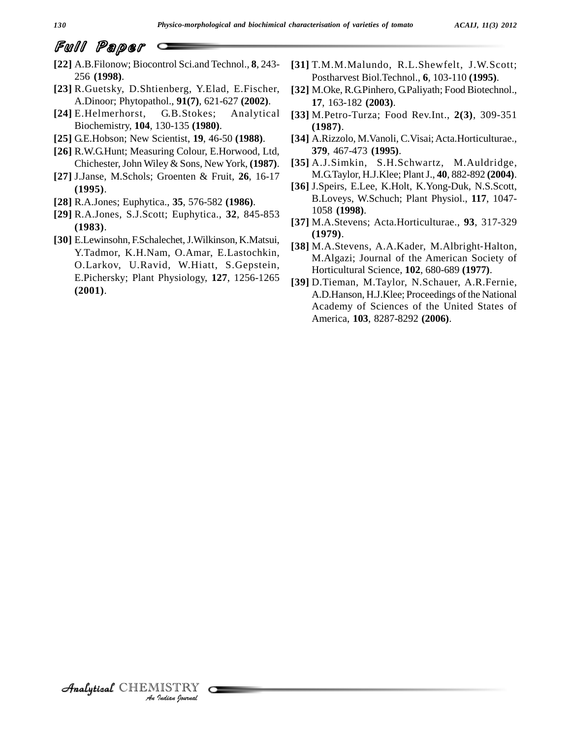[22] A.B.Filonow; Biocontrol Sci.and Technol., **8**, 243-256 **(1998)**.

[23] R.Guetsky, D.Shtienberg, Y.Elad, E.Fischer, A.Dinoor; Phytopathol., **91(7)**, 621-627 **(2002)**.

[24] E.Helmerhorst, G.B.Stokes; Analytical Biochemistry, **104**, 130-135 **(1980)**.

[25] G.E.Hobson; New Scientist, **19**, 46-50 **(1988)**.

[26] R.W.G.Hunt; Measuring Colour, E.Horwood, Ltd, Chichester, John Wiley & Sons, New York, **(1987)**.

[27] J.Janse, M.Schols; Groenten & Fruit, **26**, 16-17 **(1995)**.

[28] R.A.Jones; Euphytica., **35**, 576-582 **(1986)**.

[29] R.A.Jones, S.J.Scott; Euphytica., **32**, 845-853 **(1983)**.

[30] E.Lewinsohn, F.Schalechet, J.Wilkinson, K.Matsui, Y.Tadmor, K.H.Nam, O.Amar, E.Lastochkin, O.Larkov, U.Ravid, W.Hiatt, S.Gepstein, E.Pichersky; Plant Physiology, **127**, 1256-1265 **(2001)**.

[31] T.M.M.Malundo, R.L.Shewfelt, J.W.Scott; Postharvest Biol.Technol., **6**, 103-110 **(1995)**.

[32] M.Oke, R.G.Pinhero, G.Paliyath; Food Biotechnol., **17**, 163-182 **(2003)**.

[33] M.Petro-Turza; Food Rev.Int., **2(3)**, 309-351 **(1987)**.

[34] A.Rizzolo, M.Vanoli, C.Visai; Acta.Horticulturae., **379**, 467-473 **(1995)**.

[35] A.J.Simkin, S.H.Schwartz, M.Auldridge, M.G.Taylor, H.J.Klee; Plant J., **40**, 882-892 **(2004)**.

[36] J.Speirs, E.Lee, K.Holt, K.Yong-Duk, N.S.Scott, B.Loveys, W.Schuch; Plant Physiol., **117**, 1047-1058 **(1998)**.

[37] M.A.Stevens; Acta.Horticulturae., **93**, 317-329 **(1979)**.

[38] M.A.Stevens, A.A.Kader, M.Albright-Halton, M.Algazi; Journal of the American Society of Horticultural Science, **102**, 680-689 **(1977)**.

[39] D.Tieman, M.Taylor, N.Schauer, A.R.Fernie, A.D.Hanson, H.J.Klee; Proceedings of the National Academy of Sciences of the United States of America, **103**, 8287-8292 **(2006)**.